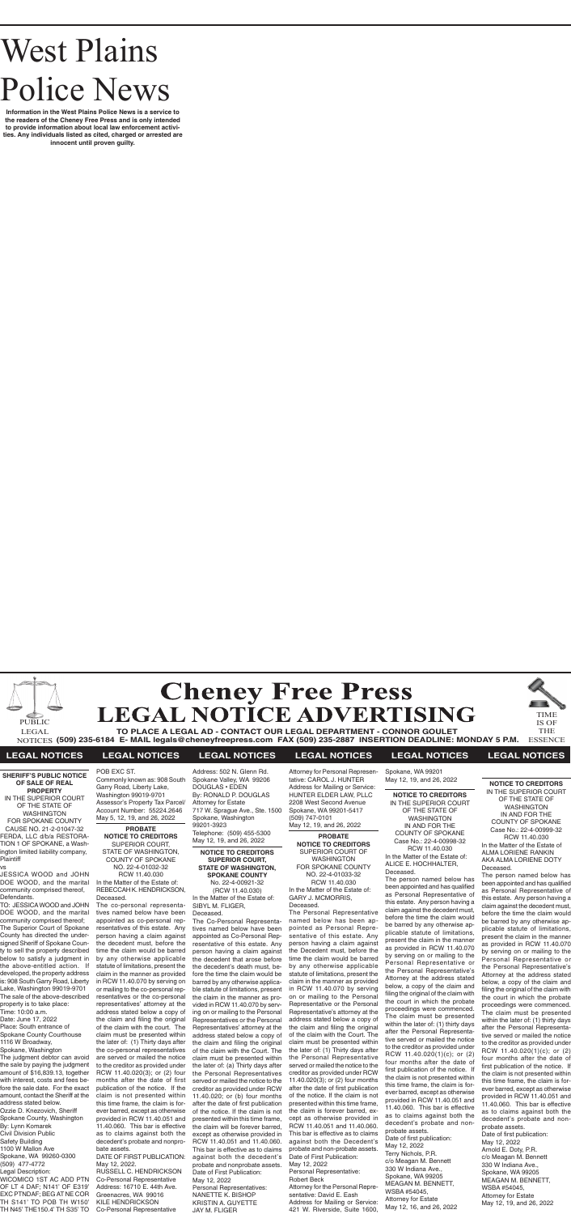# West Plains Police News

**Information in the West Plains Police News is a service to the readers of the Cheney Free Press and is only intended to provide information about local law enforcement activities. Any individuals listed as cited, charged or arrested are innocent until proven guilty.**

# Cheney Free Press
## LEGAL NOTICE ADVERTISING

PUBLIC LEGAL NOTICES

**TO PLACE A LEGAL AD - CONTACT OUR LEGAL DEPARTMENT - CONNOR GOULET**
**(509) 235-6184 E- MAIL legals@cheneyfreepress.com FAX (509) 235-2887 INSERTION DEADLINE: MONDAY 5 P.M.**

TIME IS OF THE ESSENCE

**LEGAL NOTICES**

**SHERIFF'S PUBLIC NOTICE OF SALE OF REAL PROPERTY**
IN THE SUPERIOR COURT OF THE STATE OF WASHINGTON FOR SPOKANE COUNTY
CAUSE NO. 21-2-01047-32
FERDA, LLC d/b/a RESTORATION 1 OF SPOKANE, a Washington limited liability company, Plaintiff
vs
JESSICA WOOD and JOHN DOE WOOD, and the marital community comprised thereof, Defendants.
TO: JESSICA WOOD and JOHN DOE WOOD, and the marital community comprised thereof;
The Superior Court of Spokane County has directed the undersigned Sheriff of Spokane County to sell the property described below to satisfy a judgment in the above-entitled action. If developed, the property address is: 908 South Garry Road, Liberty Lake, Washington 99019-9701
The sale of the above-described property is to take place:
Time: 10:00 a.m.
Date: June 17, 2022
Place: South entrance of Spokane County Courthouse 1116 W Broadway, Spokane, Washington
The judgment debtor can avoid the sale by paying the judgment amount of $16,839.13, together with interest, costs and fees before the sale date. For the exact amount, contact the Sheriff at the address stated below.
Ozzie D. Knezovich, Sheriff
Spokane County, Washington
By: Lynn Komarek
Civil Division Public Safety Building
1100 W Mallon Ave
Spokane, WA 99260-0300
(509) 477-4772
Legal Description:
WICOMICO 1ST AC ADD PTN OF LT 4 DAF; N141' OF E319' EXC PTNDAF; BEG AT NE COR TH S141' TO POB TH W150' TH N45' THE150.4' TH S35' TO POB EXC ST.
Commonly known as: 908 South Garry Road, Liberty Lake, Washington 99019-9701
Assessor's Property Tax Parcel/Account Number: 55224.2646
May 5, 12, 19, and 26, 2022

**PROBATE NOTICE TO CREDITORS**
SUPERIOR COURT, STATE OF WASHINGTON, COUNTY OF SPOKANE
NO. 22-4-01032-32
RCW 11.40.030
In the Matter of the Estate of: REBECCAH K. HENDRICKSON, Deceased.
The co-personal representatives named below have been appointed as co-personal representatives of this estate. Any person having a claim against the decedent must, before the time the claim would be barred by any otherwise applicable statute of limitations, present the claim in the manner as provided in RCW 11.40.070 by serving on or mailing to the co-personal representatives or the co-personal representatives' attorney at the address stated below a copy of the claim and filing the original of the claim with the court. The claim must be presented within the later of: (1) Thirty days after the co-personal representatives are served or mailed the notice to the creditor as provided under RCW 11.40.020(3); or (2) four months after the date of first publication of the notice. If the claim is not presented within this time frame, the claim is forever barred, except as otherwise provided in RCW 11.40.051 and 11.40.060. This bar is effective as to claims against both the decedent's probate and nonprobate assets.
DATE OF FIRST PUBLICATION: May 12, 2022.
RUSSELL C. HENDRICKSON
Co-Personal Representative
Address: 16710 E. 44th Ave. Greenacres, WA 99016
KILE HENDRICKSON
Co-Personal Representative
Address: 502 N. Glenn Rd. Spokane Valley, WA 99206
DOUGLAS • EDEN
By: RONALD P. DOUGLAS
Attorney for Estate
717 W. Sprague Ave., Ste. 1500
Spokane, Washington 99201-3923
Telephone: (509) 455-5300
May 12, 19, and 26, 2022

**NOTICE TO CREDITORS**
**SUPERIOR COURT, STATE OF WASHINGTON, SPOKANE COUNTY**
No. 22-4-00921-32
(RCW 11.40.030)
In the Matter of the Estate of: SIBYL M. FLIGER, Deceased.
The Co-Personal Representatives named below have been appointed as Co-Personal Representative of this estate. Any person having a claim against the decedent that arose before the decedent's death must, before the time the claim would be barred by any otherwise applicable statute of limitations, present the claim in the manner as provided in RCW 11.40.070 by serving on or mailing to the Personal Representatives or the Personal Representatives' attorney at the address stated below a copy of the claim and filing of the original of the claim with the Court. The claim must be presented within the later of: (a) Thirty days after the Personal Representatives served or mailed the notice to the creditor as provided under RCW 11.40.020; or (b) four months after the date of first publication of the notice. If the claim is not presented within this time frame, the claim will be forever barred, except as otherwise provided in RCW 11.40.051 and 11.40.060. This bar is effective as to claims against both the decedent's probate and nonprobate assets.
Date of First Publication: May 12, 2022
Personal Representatives:
NANETTE K. BISHOP
KRISTIN A. GUYETTE
JAY M. FLIGER
Attorney for Personal Representative: CAROL J. HUNTER
Address for Mailing or Service:
HUNTER ELDER LAW, PLLC
2208 West Second Avenue
Spokane, WA 99201-5417
(509) 747-0101
May 12, 19, and 26, 2022

**PROBATE NOTICE TO CREDITORS**
SUPERIOR COURT OF WASHINGTON FOR SPOKANE COUNTY
NO. 22-4-01033-32
RCW 11.40.030
In the Matter of the Estate of: GARY J. MCMORRIS, Deceased.
The Personal Representative named below has been appointed as Personal Representative of this Estate. Any person having a claim against the Decedent must, before the time the claim would be barred by any otherwise applicable statute of limitations, present the claim in the manner as provided in RCW 11.40.070 by serving on or mailing to the Personal Representative or the Personal Representative's attorney at the address stated below a copy of the claim and filing the original of the claim with the Court. The claim must be presented within the later of: (1) Thirty days after the Personal Representative served or mailed the notice to the creditor as provided under RCW 11.40.020(3); or (2) four months after the date of first publication of the notice. If the claim is not presented within this time frame, the claim is forever barred, except as otherwise provided in RCW 11.40.051 and 11.40.060. This bar is effective as to claims against both the Decedent's probate and non-probate assets.
Date of First Publication: May 12, 2022
Personal Representative: Robert Beck
Attorney for the Personal Representative: David E. Eash
Address for Mailing or Service: 421 W. Riverside, Suite 1600, Spokane, WA 99201
May 12, 19, and 26, 2022

**NOTICE TO CREDITORS**
IN THE SUPERIOR COURT OF THE STATE OF WASHINGTON IN AND FOR THE COUNTY OF SPOKANE
Case No.: 22-4-00998-32
RCW 11.40.030
In the Matter of the Estate of: ALICE E. HOCHHALTER, Deceased.
The person named below has been appointed and has qualified as Personal Representative of this estate. Any person having a claim against the decedent must, before the time the claim would be barred by any otherwise applicable statute of limitations, present the claim in the manner as provided in RCW 11.40.070 by serving on or mailing to the Personal Representative or the Personal Representative's Attorney at the address stated below, a copy of the claim and filing the original of the claim with the court in which the probate proceedings were commenced. The claim must be presented within the later of: (1) thirty days after the Personal Representative served or mailed the notice to the creditor as provided under RCW 11.40.020(1)(c); or (2) four months after the date of first publication of the notice. If the claim is not presented within this time frame, the claim is forever barred, except as otherwise provided in RCW 11.40.051 and 11.40.060. This bar is effective as to claims against both the decedent's probate and non-probate assets.
Date of first publication: May 12, 2022
Terry Nichols, P.R.
c/o Meagan M. Bennett
330 W Indiana Ave., Spokane, WA 99205
MEAGAN M. BENNETT, WSBA #54045,
Attorney for Estate
May 12, 16, and 26, 2022

**NOTICE TO CREDITORS**
IN THE SUPERIOR COURT OF THE STATE OF WASHINGTON IN AND FOR THE COUNTY OF SPOKANE
Case No.: 22-4-00999-32
RCW 11.40.030
In the Matter of the Estate of ALMA LORIENE RANKIN AKA ALMA LORIENE DOTY Deceased.
The person named below has been appointed and has qualified as Personal Representative of this estate. Any person having a claim against the decedent must, before the time the claim would be barred by any otherwise applicable statute of limitations, present the claim in the manner as provided in RCW 11.40.070 by serving on or mailing to the Personal Representative or the Personal Representative's Attorney at the address stated below, a copy of the claim and filing the original of the claim with the court in which the probate proceedings were commenced. The claim must be presented within the later of: (1) thirty days after the Personal Representative served or mailed the notice to the creditor as provided under RCW 11.40.020(1)(c); or (2) four months after the date of first publication of the notice. If the claim is not presented within this time frame, the claim is forever barred, except as otherwise provided in RCW 11.40.051 and 11.40.060. This bar is effective as to claims against both the decedent's probate and non-probate assets.
Date of first publication: May 12, 2022
Arnold E. Doty, P.R.
c/o Meagan M. Bennett
330 W Indiana Ave., Spokane, WA 99205
MEAGAN M. BENNETT, WSBA #54045,
Attorney for Estate
May 12, 19, and 26, 2022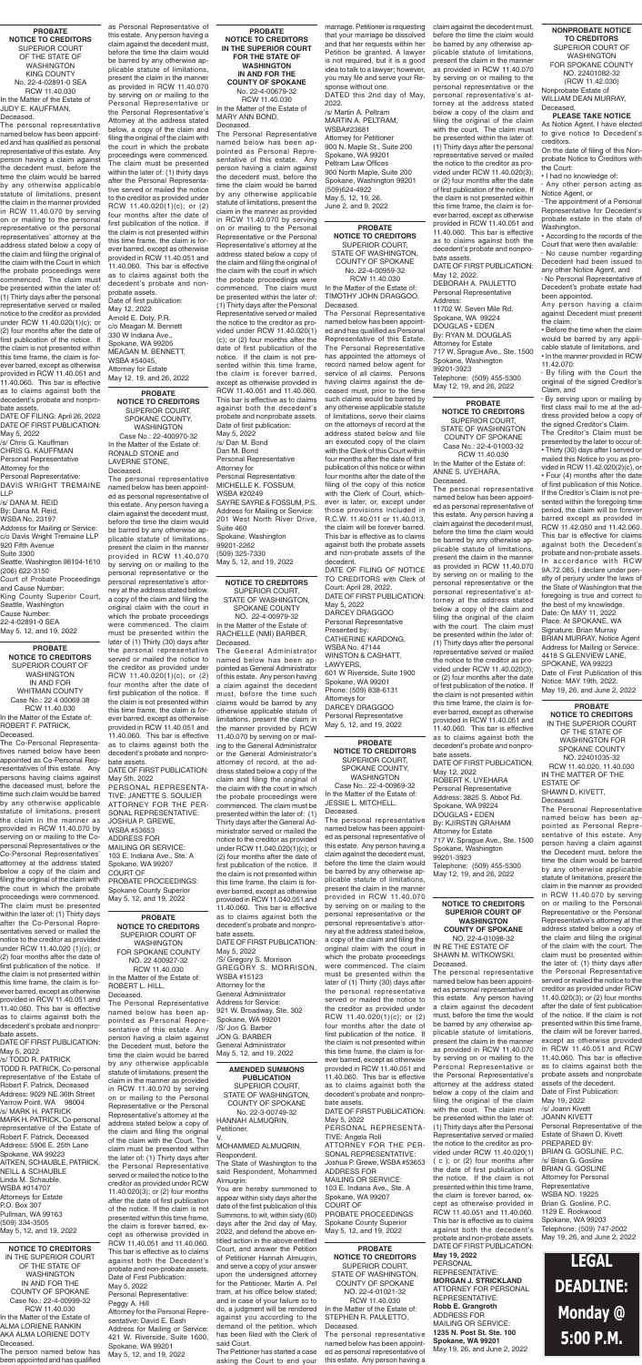**PROBATE NOTICE TO CREDITORS**
SUPERIOR COURT OF THE STATE OF WASHINGTON KING COUNTY
No. 22-4-02891-0 SEA
RCW 11.40.030
In the Matter of the Estate of JUDY E. KAUFFMAN, Deceased.

The personal representative named below has been appointed and has qualified as personal representative of this estate. Any person having a claim against the decedent must, before the time the claim would be barred by any otherwise applicable statute of limitations, present the claim in the manner provided in RCW 11.40.070 by serving on or mailing to the personal representative or the personal representatives' attorney at the address stated below a copy of the claim and filing the original of the claim with the Court in which the probate proceedings were commenced. The claim must be presented within the later of: (1) Thirty days after the personal representative served or mailed notice to the creditor as provided under RCW 11.40.020(1)(c); or (2) four months after the date of first publication of the notice. If the claim is not presented within this time frame, the claim is forever barred, except as otherwise provided in RCW 11.40.051 and 11.40.060. This bar is effective as to claims against both the decedent's probate and nonprobate assets.
DATE OF FILING: April 26, 2022
DATE OF FIRST PUBLICATION: May 5, 2022
/s/ Chris G. Kauffman
CHRIS G. KAUFFMAN
Personal Representative
Attorney for the Personal Representative:
DAVIS WRIGHT TREMAINE LLP
/s/ DANA M. REID
By: Dana M. Reid,
WSBA No. 23187
Address for Mailing or Service:
c/o Davis Wright Tremaine LLP
920 Fifth Avenue
Suite 3300
Seattle, Washington 98104-1610
(206) 622-3150
Court of Probate Proceedings and Cause Number:
King County Superior Court, Seattle, Washington
Cause Number: 22-4-02891-0 SEA
May 5, 12, 19, 2022

**PROBATE NOTICE TO CREDITORS**
SUPERIOR COURT OF WASHINGTON IN AND FOR WHITMAN COUNTY
Case No.: 22 4 00069 38
RCW 11.40.030
In the Matter of the Estate of: ROBERT F. PATRICK, Deceased.

The Co-Personal Representatives named below have been appointed as Co-Personal Representatives of this estate. Any persons having claims against the deceased must, before the time such claim would be barred by any otherwise applicable statute of limitations, present the claim in the manner as provided in RCW 11.40.070 by serving on or mailing to the Co-personal Representatives or the Co-Personal Representatives' attorney at the address stated below a copy of the claim and filing the original of the claim with the court in which the probate proceedings were commenced. The claim must be presented within the later of: (1) Thirty days after the Co-Personal Representatives served or mailed the notice to the creditor as provided under RCW 11.40.020 (1)(c); or (2) four months after the date of first publication of the notice. If the claim is not presented within this time frame, the claim is forever barred, except as otherwise provided in RCW 11.40.051 and 11.40.060. This bar is effective as to claims against both the decedent's probate and nonprobate assets.
DATE OF FIRST PUBLICATION: May 5, 2022
/s/ TODD R. PATRICK
TODD R. PATRICK, Co-personal representative of the Estate of Robert F. Patrick, Deceased
Address: 9029 NE 36th Street Yarrow Point, WA 98004
/s/ MARK H. PATRICK
MARK H. PATRICK, Co-personal representative of the Estate of Robert F. Patrick, Deceased
Address: 5906 E. 25th Lane Spokane, WA 99223
AITKEN, SCHAUBLE, PATRICK, NEILL & SCHAUBLE
Linda M. Schauble, WSBA #014707
Attorneys for Estate
P.O. Box 307
Pullman, WA 99163
(509) 334-3505
May 5, 12, 19, 2022

**NOTICE TO CREDITORS**
IN THE SUPERIOR COURT OF THE STATE OF WASHINGTON IN AND FOR THE COUNTY OF SPOKANE
Case No.: 22-4-00999-32
RCW 11.40.030
In the Matter of the Estate of ALMA LORIENE RANKIN AKA ALMA LORIENE DOTY Deceased.

The person named below has been appointed and has qualified as Personal Representative of this estate. Any person having a claim against the decedent must, before the time the claim would be barred by any otherwise applicable statute of limitations, present the claim in the manner as provided in RCW 11.40.070 by serving on or mailing to the Personal Representative or the Personal Representative's Attorney at the address stated below, a copy of the claim and filing the original of the claim with the court in which the probate proceedings were commenced. The claim must be presented within the later of: (1) thirty days after the Personal Representative served or mailed the notice to the creditor as provided under RCW 11.40.020(1)(c); or (2) four months after the date of first publication of the notice. If the claim is not presented within this time frame, the claim is forever barred, except as otherwise provided in RCW 11.40.051 and 11.40.060. This bar is effective as to claims against both the decedent's probate and nonprobate assets.
Date of first publication: May 12, 2022
Arnold E. Doty, P.R.
c/o Meagan M. Bennett
330 W Indiana Ave.,
Spokane, WA 99205
MEAGAN M. BENNETT, WSBA #54045,
Attorney for Estate
May 12, 19, and 26, 2022

**PROBATE NOTICE TO CREDITORS**
SUPERIOR COURT, SPOKANE COUNTY, WASHINGTON
Case No.: 22-400970-32
In the Matter of the Estate of: RONALD STONE and LAVERNE STONE, Deceased.

The personal representative named below has been appointed as personal representative of this estate. Any person having a claim against the decedent must, before the time the claim would be barred by any otherwise applicable statute of limitations, present the claim in the manner as provided in RCW 11.40.070 by serving on or mailing to the personal representative or the personal representative's attorney at the address stated below, a copy of the claim and filing the original of the claim with the court in which the probate proceedings were commenced. The claim must be presented within the later of (1) Thirty (30) days after the personal representative served or mailed the notice to the creditor as provided under RCW 11.40.020(1)(c); or (2) four months after the date of first publication of the notice. If the claim is not presented within this time frame, the claim is forever barred, except as otherwise provided in RCW 11.40.051 and 11.40.060. This bar is effective as to claims against both the decedent's probate and nonprobate assets.
DATE OF FIRST PUBLICATION: May 5th, 2022
PERSONAL REPRESENTATIVE: JANETTE S. SOULIER
ATTORNEY FOR THE PERSONAL REPRESENTATIVE: JOSHUA P. GREWE, WSBA #53653
ADDRESS FOR MAILING OR SERVICE:
103 E. Indiana Ave., Ste. A
Spokane, WA 99207
COURT OF PROBATE PROCEEDINGS: Spokane County Superior
May 5, 12, and 19, 2022

**PROBATE NOTICE TO CREDITORS**
SUPERIOR COURT OF WASHINGTON FOR SPOKANE COUNTY
NO. 22 400927-32
RCW 11.40.030
In the Matter of the Estate of: ROBERT L. HILL, Deceased.

The Personal Representative named below has been appointed as Personal Representative of this estate. Any person having a claim against the Decedent must, before the time the claim would be barred by any otherwise applicable statute of limitations, present the claim in the manner as provided in RCW 11.40.070 by serving on or mailing to the Personal Representative or the Personal Representative's attorney at the address stated below a copy of the claim and filing the original of the claim with the Court. The claim must be presented within the later of: (1) Thirty days after the Personal Representative served or mailed the notice to the creditor as provided under RCW 11.40.020(3); or (2) four months after the date of first publication of the notice. If the claim is not presented within this time frame, the claim is forever barred, except as otherwise provided in RCW 11.40.051 and 11.40.060. This bar is effective as to claims against both the Decedent's probate and non-probate assets.
Date of First Publication: May 5, 2022
Personal Representative: Peggy A. Hill
Attorney for the Personal Representative: David E. Eash
Address for Mailing or Service: 421 W. Riverside, Suite 1600, Spokane, WA 99201
May 5, 12, and 19, 2022

**PROBATE NOTICE TO CREDITORS IN THE SUPERIOR COURT FOR THE STATE OF WASHINGTON IN AND FOR THE COUNTY OF SPOKANE**
No. 22-4-00679-32
RCW 11.40.030
In the Matter of the Estate of MARY ANN BOND, Deceased.

The Personal Representative named below has been appointed as Personal Representative of this estate. Any person having a claim against the decedent must, before the time the claim would be barred by any otherwise applicable statute of limitations, present the claim in the manner as provided in RCW 11.40.070 by serving on or mailing to the Personal Representative or the Personal Representative's attorney at the address stated below a copy of the claim and filing the original of the claim with the court in which the probate proceedings were commenced. The claim must be presented within the later of: (1) Thirty days after the Personal Representative served or mailed the notice to the creditor as provided under RCW 11.40.020(1)(c); or (2) four months after the date of first publication of the notice. If the claim is not presented within this time frame, the claim is forever barred, except as otherwise provided in RCW 11.40.051 and 11.40.060. This bar is effective as to claims against both the decedent's probate and nonprobate assets.
Date of first publication: May 5, 2022
/s/ Dan M. Bond
Dan M. Bond
Personal Representative
Attorney for Personal Representative:
MICHELLE K. FOSSUM, WSBA #20249
SAYRE SAYRE & FOSSUM, P.S.
Address for Mailing or Service: 201 West North River Drive, Suite 460
Spokane, Washington 99201-2262
(509) 325-7330
May 5, 12, and 19, 2022

**NOTICE TO CREDITORS**
SUPERIOR COURT, STATE OF WASHINGTON, SPOKANE COUNTY
NO. 22-4-00979-32
In the Matter of the Estate of: RACHELLE (NMI) BARBER, Deceased.

The General Administrator named below has been appointed as General Administrator of this estate. Any person having a claim against the decedent must, before the time such claims would be barred by any otherwise applicable statute of limitations, present the claim in the manner provided by RCW 11.40.070 by serving on or mailing to the General Administrator or the General Administrator's attorney of record, at the address stated below a copy of the claim and filing the original of the claim with the court in which the probate proceedings were commenced. The claim must be presented within the later of: (1) Thirty days after the General Administrator served or mailed the notice to the creditor as provided under RCW 11.040.020(1)(c); or (2) four months after the date of first publication of the notice. If the claim is not presented within this time frame, the claim is forever barred, except as otherwise provided in RCW 11.040.051 and 11.40.060. This bar is effective as to claims against both the decedent's probate and nonprobate assets.
DATE OF FIRST PUBLICATION: May 5, 2022
/S/ Gregory S. Morrison
GREGORY S. MORRISON, WSBA #15123
Attorney for the General Administrator
Address for Service:
921 W. Broadway, Ste. 302
Spokane, WA 99201
/S/ Jon G. Barber
JON G. BARBER
General Administrator
May 5, 12, and 19, 2022

**AMENDED SUMMONS PUBLICATION**
SUPERIOR COURT, STATE OF WASHINGTON, COUNTY OF SPOKANE
No. 22-3-00749-32
HANNAH ALMUQRIN, Petitioner,
V.
MOHAMMED ALMUQRIN, Respondent.

The State of Washington to the said Respondent, Mohammed Almuqrin:
You are hereby summoned to appear within sixty days after the date of the first publication of this Summons, to wit, within sixty (60) days after the 2nd day of May, 2022, and defend the above-entitled action in the above entitled Court, and answer the Petition of Petitioner Hannah Almuqrin, and serve a copy of your answer upon the undersigned attorney for the Petitioner, Martin A. Peltram, at his office below stated; and in case of your failure so to do, a judgment will be rendered against you according to the demand of the petition, which has been filed with the Clerk of said Court.
The Petitioner has started a case asking the Court to end your marriage. Petitioner is requesting that your marriage be dissolved and that her requests within her Petition be granted. A lawyer is not required, but it is a good idea to talk to a lawyer; however, you may file and serve your Response without one.
DATED this 2nd day of May, 2022.
/s/ Martin A. Peltram
MARTIN A. PELTRAM, WSBA#23681
Attorney for Petitioner
900 N. Maple St., Suite 200
Spokane, WA 99201
Peltram Law Offices
900 North Maple, Suite 200
Spokane, Washington 99201
(509)624-4922
May 5, 12, 19, 26, June 2, and 9, 2022

**PROBATE NOTICE TO CREDITORS**
SUPERIOR COURT, STATE OF WASHINGTON, COUNTY OF SPOKANE
No. 22-4-00959-32
RCW 11.40.030
In the Matter of the Estate of: TIMOTHY JOHN DRAGGOO, Deceased.

The Personal Representative named below has been appointed and has qualified as Personal Representative of this Estate. The Personal Representative has appointed the attorneys of record named below agent for service of all claims. Persons having claims against the deceased must, prior to the time such claims would be barred by any otherwise applicable statute of limitations, serve their claims on the attorneys of record at the address stated below and file an executed copy of the claim with the Clerk of this Court within four months after the date of first publication of this notice or within four months after the date of the filing of the copy of this notice with the Clerk of Court, whichever is later, or, except under those provisions included in R.C.W. 11.40.011 or 11.40.013, the claim will be forever barred. This bar is effective as to claims against both the probate assets and non-probate assets of the decedent.
DATE OF FILING OF NOTICE TO CREDITORS with Clerk of Court: April 28, 2022.
DATE OF FIRST PUBLICATION: May 5, 2022
DARCEY DRAGGOO
Personal Representative
Presented by:
CATHERINE KARDONG, WSBA No. 47144
WINSTON & CASHATT, LAWYERS,
601 W Riverside, Suite 1900
Spokane, WA 99201
Phone: (509) 838-6131
Attorneys for DARCEY DRAGGOO
Personal Representative
May 5, 12, and 19, 2022

**PROBATE NOTICE TO CREDITORS**
SUPERIOR COURT, SPOKANE COUNTY, WASHINGTON
Case No.: 22-4-00969-32
In the Matter of the Estate of: JESSIE L. MITCHELL, Deceased.

The personal representative named below has been appointed as personal representative of this estate. Any person having a claim against the decedent must, before the time the claim would be barred by any otherwise applicable statute of limitations, present the claim in the manner as provided in RCW 11.40.070 by serving on or mailing to the personal representative or the personal representative's attorney at the address stated below, a copy of the claim and filing the original claim with the court in which the probate proceedings were commenced. The claim must be presented within the later of (1) Thirty (30) days after the personal representative served or mailed the notice to the creditor as provided under RCW 11.40.020(1)(c); or (2) four months after the date of first publication of the notice. If the claim is not presented within this time frame, the claim is forever barred, except as otherwise provided in RCW 11.40.051 and 11.40.060. This bar is effective as to claims against both the decedent's probate and nonprobate assets.
DATE OF FIRST PUBLICATION: May 5, 2022
PERSONAL REPRESENTATIVE: Angela Roll
ATTORNEY FOR THE PERSONAL REPRESENTATIVE: Joshua P. Grewe, WSBA #53653
ADDRESS FOR MAILING OR SERVICE:
103 E. Indiana Ave., Ste. A
Spokane, WA 99207
COURT OF PROBATE PROCEEDINGS
Spokane County Superior
May 5, 12, and 19, 2022

**PROBATE NOTICE TO CREDITORS**
SUPERIOR COURT, STATE OF WASHINGTON, COUNTY OF SPOKANE
NO. 22-4-01021-32
RCW 11.40.030
In the Matter of the Estate of: STEPHEN R. PAULETTO, Deceased.

The personal representative named below has been appointed as personal representative of this estate. Any person having a claim against the decedent must, before the time the claim would be barred by any otherwise applicable statute of limitations, present the claim in the manner as provided in RCW 11.40.070 by serving on or mailing to the personal representative or the personal representative's attorney at the address stated below a copy of the claim and filing the original of the claim with the court. The claim must be presented within the later of: (1) Thirty days after the personal representative served or mailed the notice to the creditor as provided under RCW 11.40.020(3); or (2) four months after the date of first publication of the notice. If the claim is not presented within this time frame, the claim is forever barred, except as otherwise provided in RCW 11.40.051 and 11.40.060. This bar is effective as to claims against both the decedent's probate and nonprobate assets.
DATE OF FIRST PUBLICATION: May 12, 2022.
DEBORAH A. PAULETTO
Personal Representative
Address:
11702 W. Seven Mile Rd.
Spokane, WA 99224
DOUGLAS • EDEN
By: RYAN M. DOUGLAS
Attorney for Estate
717 W. Sprague Ave., Ste. 1500
Spokane, Washington 99201-3923
Telephone: (509) 455-5300
May 12, 19, and 26, 2022

**PROBATE NOTICE TO CREDITORS**
SUPERIOR COURT, STATE OF WASHINGTON COUNTY OF SPOKANE
Case No.: 22-4-01003-32
RCW 11.40.030
In the Matter of the Estate of: ANNE S. UYEHARA, Deceased.

The personal representative named below has been appointed as personal representative of this estate. Any person having a claim against the decedent must, before the time the claim would be barred by any otherwise applicable statute of limitations, present the claim in the manner as provided in RCW 11.40.070 by serving on or mailing to the personal representative or the personal representative's attorney at the address stated below a copy of the claim and filing the original of the claim with the court. The claim must be presented within the later of: (1) Thirty days after the personal representative served or mailed the notice to the creditor as provided under RCW 11.40.020(3); or (2) four months after the date of first publication of the notice. If the claim is not presented within this time frame, the claim is forever barred, except as otherwise provided in RCW 11.40.051 and 11.40.060. This bar is effective as to claims against both the decedent's probate and nonprobate assets.
DATE OF FIRST PUBLICATION: May 12, 2022
ROBERT K. UYEHARA
Personal Representative
Address: 3825 S. Abbott Rd.
Spokane, WA 99224
DOUGLAS • EDEN
By: KJRISTIN GRAHAM
Attorney for Estate
717 W. Sprague Ave., Ste. 1500
Spokane, Washington 99201-3923
Telephone: (509) 455-5300
May 12, 19, and 26, 2022

**NOTICE TO CREDITORS SUPERIOR COURT OF WASHINGTON COUNTY OF SPOKANE**
NO. 22-4-01098-32
IN RE THE ESTATE OF SHAWN M. WITKOWSKI, Deceased.

The personal representative named below has been appointed as personal representative of this estate. Any person having a claim against the decedent must, before the time the claim would be barred by any otherwise applicable statute of limitations, present the claim in the manner as provided in RCW 11.40.070 by serving on or mailing to the Personal Representative or the Personal Representative's attorney at the address stated below a copy of the claim and filing the original of the claim with the court. The claim must be presented within the later of: (1) Thirty days after the Personal Representative served or mailed the notice to the creditor as provided under RCW 11.40.020(1)(c); or (2) four months after the date of first publication of the notice. If the claim is not presented within this time frame, the claim is forever barred, except as otherwise provided in RCW 11.40.051 and 11.40.060. This bar is effective as to claims against both the decedent's probate and non-probate assets.
DATE OF FIRST PUBLICATION:
**May 19, 2022**
PERSONAL REPRESENTATIVE: **MORGAN J. STRICKLAND**
ATTORNEY FOR PERSONAL REPRESENTATIVE: **Robb E. Grangroth**
ADDRESS FOR MAILING OR SERVICE: **1235 N. Post St. Ste. 100 Spokane, WA 99201**
May 19, 26, and June 2, 2022

**NONPROBATE NOTICE TO CREDITORS**
SUPERIOR COURT OF WASHINGTON FOR SPOKANE COUNTY
NO. 22401082-32
(RCW 11.42.030)
Nonprobate Estate of WILLIAM DEAN MURRAY, Deceased.

**PLEASE TAKE NOTICE**
As Notice Agent, I have elected to give notice to Decedent's creditors.
On the date of filing of this Nonprobate Notice to Creditors with the Court:
• I had no knowledge of:
- Any other person acting as Notice Agent, or
- The appointment of a Personal Representative for Decedent's probate estate in the state of Washington.
• According to the records of the Court that were then available:
- No cause number regarding Decedent had been issued to any other Notice Agent, and
- No Personal Representative of Decedent's probate estate had been appointed.
Any person having a claim against Decedent must present the claim:
• Before the time when the claim would be barred by any applicable statute of limitations, and
• In the manner provided in RCW 11.42.070:
- By filing with the Court the original of the signed Creditor's Claim, and
- By serving upon or mailing by first class mail to me at the address provided below a copy of the signed Creditor's Claim.
The Creditor's Claim must be presented by the later to occur of:
• Thirty (30) days after I served or mailed this Notice to you as provided in RCW 11.42.020(2)(c), or
• Four (4) months after the date of first publication of this Notice.
If the Creditor's Claim is not presented within the foregoing time period, the claim will be forever barred except as provided in RCW 11.42.050 and 11.42.060. This bar is effective as to claims against both the Decedent's probate and non-probate assets.
In accordance with RCW 9A.72.085, I declare under penalty of perjury under the laws of the State of Washington that the foregoing is true and correct to the best of my knowledge.
Date: On MAY 11, 2022
Place: At SPOKANE, WA
Signature: Brian Murray
BRIAN MURRAY, Notice Agent
Address for Mailing or Service:
4418 S GLENVIEW LANE, SPOKANE, WA 99223
Date of First Publication of this Notice: MAY 19th, 2022.
May 19, 26, and June 2, 2022

**PROBATE NOTICE TO CREDITORS**
IN THE SUPERIOR COURT OF THE STATE OF WASHINGTON FOR SPOKANE COUNTY
NO. 22401035-32
RCW 11.40.020, 11.40.030
IN THE MATTER OF THE ESTATE OF SHAWN D. KIVETT, Deceased.

The Personal Representative named below has been appointed as Personal Representative of this estate. Any person having a claim against the Decedent must, before the time the claim would be barred by any otherwise applicable statute of limitations, present the claim in the manner as provided in RCW 11.40.070 by serving on or mailing to the Personal Representative or the Personal Representative's attorney at the address stated below a copy of the claim and filing the original of the claim with the court. The claim must be presented within the later of: (1) thirty days after the Personal Representative served or mailed the notice to the creditor as provided under RCW 11.40.020(3); or (2) four months after the date of first publication of the notice. If the claim is not presented within this time frame, the claim will be forever barred, except as otherwise provided in RCW 11.40.051 and RCW 11.40.060. This bar is effective as to claims against both the probate assets and nonprobate assets of the decedent.
Date of First Publication: May 19, 2022
/s/ Joann Kivett
JOANN KIVETT
Personal Representative of the Estate of Shawn D. Kivett
PREPARED BY:
BRIAN G. GOSLINE, P.C.
/s/ Brian G. Gosline
BRIAN G. GOSLINE
Attorney for Personal Representative
WSBA NO. 19225
Brian G. Gosline, P.C.
1129 E. Rockwood
Spokane, WA 99203
Telephone: (509) 747-2002
May 19, 26, and June 2, 2022

**LEGAL DEADLINE: Monday @ 5:00 P.M.**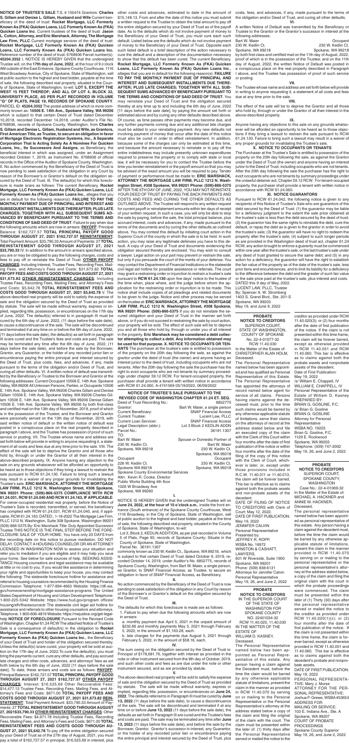**NOTICE OF TRUSTEE'S SALE** T.S. # 150474 Grantors: **Charles S. Gillam and Denise L. Gillam, Husband and Wife** Current beneficiary of the deed of trust: **Rocket Mortgage, LLC Formerly Known As (FKA) Quicken Loans, LLC Formerly Known As (FKA) Quicken Loans Inc**. Current trustees of the deed of trust: **Jason L. Cotton, Attorney, and Eric Marshack, Attorney, The Mortgage Law Firm, PLLC** Current mortgage servicer of the deed of trust: **Rocket Mortgage, LLC Formerly Known As (FKA) Quicken Loans, LLC Formerly Known As (FKA) Quicken Loans Inc**. Reference number of the deed of trust: 6768936 Parcel number(s): **45204.3352** I. NOTICE IS HEREBY GIVEN that the undersigned Trustee will, on the **17th day of June, 2022**, at the hour of 9 o'clock AM outside of the East Entrance, Spokane County Courthouse, 1116 West Broadway Avenue, City of Spokane, State of Washington, sell at public auction to the highest and best bidder, payable at the time of sale, the following described real property, situated in the County of Spokane, State of Washington, to-wit: **LOT 5, EXCEPT THE WEST 15 FEET THEREOF; AND ALL OF LOT 4, BLOCK 32, UNIVERSITY PLACE, AS PER PLAT RECORDED IN VOLUME "Q" OF PLATS, PAGE 19, RECORDS OF SPOKANE COUNTY.** PARCEL ID: **45204.3352** The postal address of which is more commonly known as: **10506 E. 14th Ave., Spokane Valley, WA 99206** which is subject to that certain Deed of Trust dated December 10,2018, recorded December 14,2018, under Auditor's File No. 6768936, records of Spokane County, Washington, from **Charles S. Gillam and Denise L. Gillam, Husband and Wife, as Grantors, First American Title, as Trustee, to secure an obligation in favor of Mortgage Electronic Registration Systems, Inc., A Separate Corporation That Is Acting Solely As A Nominee For Quicken Loans, Inc., Its Successors And Assigns**, as Beneficiary, the beneficial interest in which was assigned, under an Assignment recorded October 1, 2019, as Instrument No. 6768936 of official records in the Office of the Auditor of Spokane County, Washington. II. No action commenced by the Beneficiary of the Deed of Trust is now pending to seek satisfaction of the obligation in any Court by reason of the Borrower's or Grantor's default on the obligation secured by the Deed of Trust. III. The default(s) for which this foreclosure is made is/are as follows: The current Beneficiary, **Rocket Mortgage, LLC Formerly Known As (FKA) Quicken Loans, LLC Formerly Known As (FKA) Quicken Loans Inc.**, alleges that you are in default for the following reason(s): **FAILURE TO PAY THE MONTHLY PAYMENT DUE OF PRINCIPAL AND INTEREST AND SUBSEQUENT INSTALLMENTS DUE THEREAFTER; PLUS LATE CHARGES; TOGETHER WITH ALL SUBSEQUENT SUMS ADVANCED BY BENEFICIARY PURSUANT TO THE TERMS AND CONDITIONS OF SAID DEED OF TRUST.** Failure to pay when due the following amounts which are now in arrears: **PAYOFF:** Principal Balance: $162,727.57 **TOTAL PRINCIPAL PAYOFF GOOD THROUGH AUGUST 27, 2021 $162,727.57 REINSTATEMENT:** Total Payment Amount: $33,790.33 Amount of Payments: 27 **TOTAL REINSTATEMENT GOOD THROUGH AUGUST 27, 2021 $33,790.33** IV. In addition to the amount in arrears specified above, you are or may be obligated to pay the following charges, costs and fees to pay off or reinstate the Deed of Trust: **OTHER PAYOFF CHARGES**: Including Interest, Trustee Fees, Recording Fees, Mailing Fees, and Attorney's Fees and Costs: $31,673.82 **TOTAL PAYOFF FEES AND COSTS GOOD THROUGH AUGUST 27, 2021 $31,673.82 OTHER REINSTATEMENT CHARGES**: Including Trustee Fees, Recording Fees, Mailing Fees, and Attorney's Fees and Costs: $5,642.78 **TOTAL REINSTATEMENT FEES AND COSTS GOOD THROUGH AUGUST 27, 2021 $5,642.78** V. The above-described real property will be sold to satisfy the expense of sale and the obligation secured by the Deed of Trust as provided by statute. The sale will be made without warranty, express or implied, regarding title, possession, or encumbrances on the 17th day of June, 2022. The default(s) referred to in paragraph III must be cured by the 6th day of June, 2022, (11 days before the sale date), to cause a discontinuance of the sale. The sale will be discontinued and terminated if at any time on or before the 6th day of June, 2022, (11 days before the sale date), the default(s) as set forth in paragraph III is/are cured and the Trustee's fees and costs are paid. The sale may be terminated any time after the 6th day of June, 2022, (11 days before the sale date), and before the sale by the Borrower, Grantor, any Guarantor, or the holder of any recorded junior lien or encumbrance paying the entire principal and interest secured by the Deed of Trust, plus costs, fees, and advances, if any, made pursuant to the terms of the obligation and/or Deed of Trust, and curing all other defaults. VI. A written notice of default was transmitted by the Beneficiary or Trustee to the Borrower and Grantor at the following addresses: Current Occupant 10506 E. 14th Ave. Spokane Valley, WA 99206 All Unknown Persons, Parties, or Occupants 10506 E. 14th Ave. Spokane Valley, WA 99206 Charles Gillam and Denise Gillam 10506 E. 14th Ave. Spokane Valley, WA 99206 Charles Gillam 10506 E. 14th Ave. Spokane Valley, WA 99206 Denise Gillam 10506 E. 14th Ave. Spokane Valley, WA 99206 by both first-class and certified mail on the 13th day of November, 2019, proof of which is in the possession of the Trustee; and the Borrower and Grantor were personally served on the 13th day of November, 2019, with said written notice of default or the written notice of default was posted in a conspicuous place on the real property described in paragraph I above, and the Trustee has possession of proof of such service or posting. VII. The Trustee whose name and address are set forth below will provide in writing to anyone requesting it, a statement of all costs and fees due at any time prior to the sale. VIII. The effect of the sale will be to deprive the Grantor and all those who hold by, through or under the Grantor of all their interest in the above-described property. IX. Anyone having any objection to the sale on any grounds whatsoever will be afforded an opportunity to be heard as to those objections if they bring a lawsuit to restrain the sale pursuant to RCW 61.24.130. Failure to bring such a lawsuit may result in a waiver of any proper grounds for invalidating the Trustee's sale. **ERIC MARSHACK, ATTORNEY THE MORTGAGE LAW FIRM, PLLC 1212 N. Washington Street, #308 Spokane, WA 99201 Phone: (509)-866-5375 COMPLIANCE WITH RCW 61.24.031, RCW 61.24.040 AND RCW 61.24.163, IF APPLICABLE:** For owner-occupied residential real property, before the Notice of Trustee's Sale is recorded, transmitted, or served, the beneficiary has complied with RCW 61.24.031, RCW 61.24.040, and, if applicable, RCW 61.24.163. DATED:. 1-18-2022 The Mortgage Law Firm, PLLC 1212 N. Washington, Suite 308 Spokane, Washington 99201 (509)-866-5375 By: Eric Marshack Title: Duly Appointed Successor Trustee THIS NOTICE IS THE FINAL STEP BEFORE THE FORECLOSURE SALE OF YOUR HOME. You have only 20 DAYS from the recording date on this notice to pursue mediation. DO NOT DELAY. CONTACT A HOUSING COUNSELOR OR AN ATTORNEY LICENSED IN WASHINGTON NOW to assess your situation and refer you to mediation if you are eligible and it may help you save your home. See below for safe sources of help. SEEKING ASSISTANCE Housing counselors and legal assistance may be available at little or no cost to you. If you would like assistance in determining your rights and opportunities to keep your house, you may contact the following: The statewide foreclosure hotline for assistance and referral to housing counselors recommended by the Housing Finance Commission Telephone: 1-877-894-4663 Website: https://dfi.wa.gov/homeownership/mortgage-assistance-programs The United States Department of Housing and Urban Development Telephone: 1-800-225-5342 Website: https://www.hud.gov/program_offices/housing/sfh/hcc/fc The statewide civil legal aid hotline for assistance and referrals to other housing counselors and attorneys. Telephone: 1-800-606-4819 Website: https://nwjustice.org/get-legal-help **NOTICE OF FORECLOSURE** Pursuant to the Revised Code of Washington, Chapter 61.24 RCW The attached Notice of Trustee's Sale is a consequence of default(s) in the obligation to **Rocket Mortgage, LLC Formerly Known As (FKA) Quicken Loans, LLC Formerly Known As (FKA) Quicken Loans Inc.**, the Beneficiary of your Deed of Trust and holder of the obligation secured thereby. Unless the default(s) is/are cured, your property will be sold at auction on the 17th day of June, 2022. To cure the default(s), you must bring the payments current, cure any other defaults, and pay accrued late charges and other costs, advances, and attorneys' fees as set forth below by the 6th day of June, 2022 (11 days before the sale date]. To date, these arrears and costs are as follows: **PAYOFF**: Principal Balance: $162,727.57 **TOTAL PRINCIPAL PAYOFF GOOD THROUGH AUGUST 27, 2021 $162,727.57 OTHER PAYOFF CHARGES**: Interest: $16,525.69 Other Recoverable Fees: $14,477.13 Trustee Fees, Recording Fees, Mailing Fees, and Attorney's Fees and Costs: $671.00 **TOTAL PAYOFF FEES AND COSTS GOOD THROUGH AUGUST 27, 2021 $31,673.82 REINSTATEMENT**: Total Payment Amount: $33,790.33 Amount of Payments: 27 **TOTAL REINSTATEMENT GOOD THROUGH AUGUST 27, 2021$33,790.33 OTHER REINSTATEMENT CHARGES**: Other Recoverable Fees: $4,971.78 Including Trustee Fees, Recording Fees, Mailing Fees, and Attorney's Fees and Costs: $671.00 **TOTAL REINSTATEMENT FEES AND COSTS GOOD THROUGH AUGUST 27, 2021 $5,642.78** To pay off the entire obligation secured by your Deed of Trust as of the 27th day of August, 2021, you must pay a total of $162,727.57 in principal, $16,525.69 in interest, plus other costs and advances, estimated to date in the amount of $15,148.13. From and after the date of this notice you must submit a written request to the Trustee to obtain the total amount to pay off the entire obligation secured by your Deed of Trust as of the payoff date. As to the defaults which do not involve payment of money to the Beneficiary of your Deed of Trust, you must cure each such default. Listed below are the defaults which do not involve payment of money to the Beneficiary of your Deed of Trust. Opposite each such listed default is a brief description of the action necessary to cure the default and a description of the documentation necessary to show that the default has been cured. The current Beneficiary, **Rocket Mortgage, LLC Formerly Known As (FKA) Quicken Loans, LLC Formerly Known As (FKA) Quicken Loans Inc.**, alleges that you are in default for the following reason(s): **FAILURE TO PAY THE MONTHLY PAYMENT DUE OF PRINCIPAL AND INTEREST AND SUBSEQUENT INSTALLMENTS DUE THEREAFTER; PLUS LATE CHARGES; TOGETHER WITH ALL SUBSEQUENT SUMS ADVANCED BY BENEFICIARY PURSUANT TO THE TERMS AND CONDITIONS OF SAID DEED OF TRUST.** You may reinstate your Deed of Trust and the obligation secured thereby at any time up to and including the 6th day of June, 2022 [11 days before the sale date], by paying the amount set forth or estimated above and by curing any other defaults described above. Of course, as time passes other payments may become due, and any further payments coming due and any additional late charges must be added to your reinstating payment. Any new defaults not involving payment of money that occur after the date of this notice must also be cured in order to effect reinstatement. In addition, because some of the charges can only be estimated at this time, and because the amount necessary to reinstate or to pay off the entire indebtedness may include presently unknown expenditures required to preserve the property or to comply with state or local law, it will be necessary for you to contact the Trustee before the time you tender reinstatement or the payoff amount so that you may be advised of the exact amount you will be required to pay. Tender of payment or performance must be made to: **ERIC MARSHACK, ATTORNEY THE MORTGAGE LAW FIRM, PLLC 1212 N. Washington Street, #308 Spokane, WA 99201 Phone: (509)-866-5375** AFTER THE 6TH DAY OF JUNE, 2022, YOU MAY NOT REINSTATE YOUR DEED OF TRUST BY PAYING THE BACK PAYMENTS AND COSTS AND FEES AND CURING THE OTHER DEFAULTS AS OUTLINED ABOVE. The Trustee will respond to any written request for current payoff or reinstatement amounts within ten days of receipt of your written request. In such a case, you will only be able to stop the sale by paying, before the sale, the total principal balance, plus accrued interest, costs and advances, if any, made pursuant to the terms of the documents and by curing the other defaults as outlined above. You may contest this default by initiating court action in the Superior Court of the county in which the sale is to be held. In such action, you may raise any legitimate defenses you have to this default. A copy of your Deed of Trust and documents evidencing the obligation secured thereby are enclosed. You may wish to consult a lawyer. Legal action on your part may prevent or restrain the sale, but only if you persuade the court of the merits of your defense. You may contact the Department of Financial Institutions or the statewide civil legal aid hotline for possible assistance or referrals. The court may grant a restraining order or injunction to restrain a trustee's sale pursuant to **RCW 61.24.130** upon five days' notice to the trustee of the time when, place where, and the judge before whom the application for the restraining order or injunction is to be made. This notice shall include copies of all pleadings and related documents to be given to the judge. Notice and other process may be served on the trustee at: **ERIC MARSHACK, ATTORNEY THE MORTGAGE LAW FIRM, PLLC 1212 N. Washington Street, #308 Spokane, WA 99201 Phone: (509)-866-5375** If you do not reinstate the secured obligation and your Deed of Trust in the manner set forth above, or if you do not succeed in restraining the sale by court action, your property will be sold. The effect of such sale will be to deprive you and all those who hold by, through or under you of all interest in the property. **Eric Marshack may be considered a debt collector attempting to collect a debt. Any information obtained may be used for that purpose. X. NOTICE TO OCCUPANTS OR TENANTS** The purchaser at the trustee's sale is entitled to possession of the property on the 20th day following the sale, as against the grantor under the deed of trust (the owner) and anyone having an interest junior to the deed of trust, including occupants who are not tenants. After the 20th day following the sale the purchaser has the right to evict occupants who are not tenants by summary proceedings under chapter 59.12 RCW. For tenant-occupied property, the purchaser shall provide a tenant with written notice in accordance with RCW 61.24.060. A-4741569 05/19/2022, 06/09/2022

## NOTICE OF TRUSTEE'S SALE PURSUANT TO THE REVISED CODE OF WASHINGTON CHAPTER 61.24 ET. SEQ.

Deed of Trust Recording No.: 6852775
Grantor: Bart W. Maier, a single person
Current Beneficiary: SNAP Financial Access
Current Trustee: Lucent Law, PLLC
Current Loan Servicer: SNAP Financial Access
Legal Description (abbr.): Lot 3 Block 2 KEDLIN ADDN
Parcel No.: 36191.1307

TO:
Bart W. Maier — Spouse or Domestic Partner of Bart W. Maier
230 W. Kedlin Ct. — 230 W. Kedlin Ct.
Spokane, WA 99218 — Spokane, WA 99218

Occupant — Occupant
228 W. Kedlin Ct. — 230 W. Kedlin Ct.
Spokane WA 99218 — Spokane, WA 99218

Spokane County Environmental Services
Attn: Kevin R. Cooke, Director
Public Works Building 4th floor
1026 W Broadway Ave
Spokane, WA 99260

**I.**

NOTICE IS HEREBY GIVEN that the undersigned Trustee will on **June 24, 2022, at the hour of 10 o'clock a.m.**, inside the front entrance (South entrance) of the Spokane County Courthouse, West 1116 Broadway, in the City of Spokane, State of Washington, sell at public auction to the highest and best bidder, payable at the time of sale, the following described real property, situated in the County of Spokane, State of Washington, to-wit:

Lot 3, Block 2, KEDLIN ADDITION, as per plat recorded in Volume 5 of Plats, Page 93, records of Spokane County; Situate in the County of Spokane, State of Washington.

Parcel No. 36191.1307

commonly known as 230 W. Kedlin Ct., Spokane, WA 99218, which is subject to that certain Deed of Trust dated October 9, 2019, recorded October 14, 2019, under Auditor's No. 6852775, records of Spokane County, Washington, from Bart W. Maier, a single person, as Grantor, to SNAP Financial Access, as Trustee, to secure an obligation in favor of SNAP Financial Access, as Beneficiary.

**II.**

No action commenced by the Beneficiary of the Deed of Trust is now pending to seek satisfaction of the obligation in any Court by reason of the Borrower's or Grantor's default on the obligation secured by the Deed of Trust.

**III.**

The defaults for which this foreclosure is made are as follows:

1. Failure to pay when due the following amounts which are now in arrears:

a. monthly payment due April 5, 2021 in the unpaid amount of $232.66 and monthly payments May 5, 2021 through February 5, 2022, in the amount of $1,163.28, each.

b. late charges for the payments due August 5, 2021 through February 5, 2022, in the amount of $58.16, each.

**IV.**

The sum owing on the obligation secured by the Deed of Trust is: Principal of $178,681.76, together with interest as provided in the note or other instrument secured from the 9th day of October, 2019, and such other costs and fees as are due under the note or other instrument secured, and as are provided by statute.

**V.**

The above-described real property will be sold to satisfy the expense of sale and the obligation secured by the Deed of Trust as provided by statute. The sale will be made without warranty, express or implied, regarding title, possession, or encumbrances on **June 24, 2022**. The defaults referred to in paragraph III must be cured by **June 13, 2022** (11 days before the sale date), to cause a discontinuance of the sale. The sale will be discontinued and terminated if at any time on or before **June 13, 2022** (11 days before the sale date), the defaults as set forth in paragraph III are cured and the Trustee's fees and costs are paid. The sale may be terminated any time after **June 13, 2022** (11 days before the sale date), and before the sale by the Borrower, Grantor, Grantor's successor in interest, any Guarantor, or the holder of any recorded junior lien or encumbrance paying the entire principal and interest secured by the Deed of Trust, plus costs, fees, and advances, if any, made pursuant to the terms of the obligation and/or Deed of Trust, and curing all other defaults.

**VI.**

A written Notice of Default was transmitted by the Beneficiary or Trustee to the Grantor or the Grantor's successor in interest at the following addresses:

Bart W. Maier — Occupant
230 W. Kedlin Ct. — 230 W. Kedlin Ct.
Spokane, WA 99218 — Spokane, WA 99218

by both first class and certified mail on the 11th day of August, 2022, proof of which is in the possession of the Trustee; and on the 11th day of August, 2022, the written Notice of Default was posted in a conspicuous place on the real property described in Paragraph I above, and the Trustee has possession of proof of such service or posting.

**VII.**

The Trustee whose name and address are set forth below will provide in writing to anyone requesting it, a statement of all costs and fees due at any time prior to the sale.

**VIII.**

The effect of the sale will be to deprive the Grantor and all those who hold by, through or under the Grantor of all their interest in the above-described property.

**IX.**

Anyone having any objections to this sale on any grounds whatsoever will be afforded an opportunity to be heard as to those objections if they bring a lawsuit to restrain the sale pursuant to RCW 61.24.130. Failure to bring such a lawsuit may result in a waiver of any proper grounds for invalidating the Trustee's sale.

**X. NOTICE TO OCCUPANTS OR TENANTS**

The Purchaser at the Trustee's Sale is entitled to possession of the property on the 20th day following the sale, as against the Grantor under the Deed of Trust (the owner) and anyone having an interest junior to the Deed of Trust, including occupants who are not tenants. After the 20th day following the sale the purchaser has the right to evict occupants who are not tenants by summary proceedings under the unlawful detainer act, Chapter 59.12 RCW. For tenant-occupied property, the purchaser shall provide a tenant with written notice in accordance with RCW 61.24.060.

**XI. NOTICE GUARANTORS**

Pursuant to RCW 61.24.042, the following notice is given to any recipients of this Notice of Trustee's Sale who are guarantors of the debt secured by the Deed of Trust: (1) the guarantor may be liable for a deficiency judgment to the extent the sale price obtained at the trustee's sale is less than the debt secured by the deed of trust; (2) the guarantor has the same rights to reinstate the debt, cure the default, or repay the debt as is given to the grantor in order to avoid the trustee's sale; (3) the guarantor will have no right to redeem the property after the trustee's sale; (4) subject to such longer periods as are provided in the Washington deed of trust act, chapter 61.24 RCW, any action brought to enforce a guaranty must be commenced within one year after the trustee's sale, or the last trustee's sale under any deed of trust granted to secure the same debt; and (5) in any action for a deficiency, the guarantor will have the right to establish the fair value of the property as of the date of the trustee's sale, less prior liens and encumbrances, and to limit its liability for a deficiency to the difference between the debt and the greater of such fair value or the sale price paid at the trustee's sale, plus interest and costs.

DATED this 9 day of May, 2022.
LUCENT LAW, PLLC, Trustee
By: Spencer A. W. Stromberg
1403 S. Grand Blvd., Ste. 201-S
Spokane, WA 99203
May 19, 2022 and June 9, 2022

## PROBATE NOTICE TO CREDITORS

SUPERIOR COURT, STATE OF WASHINGTON, COUNTY OF SPOKANE
No. 22-4-01077-32
RCW 11.40.030
In the Matter of the Estate of: CHRISTOPHER ALAN HOLM, Deceased.

The Personal Representative named below has been appointed and has qualified as Personal Representative of this Estate. The Personal Representative has appointed the attorneys of record named below agent for service of all claims. Persons having claims against the deceased must, prior to the time such claims would be barred by any otherwise applicable statute of limitations, serve their claims on the attorneys of record at the address stated below and file an executed copy of the claim with the Clerk of this Court within four months after the date of first publication of this notice or within four months after the date of the filing of the copy of this notice with the Clerk of Court, whichever is later, or, except under those provisions included in R.C.W. 11.40.011 or 11.40.013, the claim will be forever barred. This bar is effective as to claims against both the probate assets and non-probate assets of the decedent.

DATE OF FILING OF NOTICE TO CREDITORS with Clerk of Court: May 12, 2022.
DATE OF FIRST PUBLICATION: May 19, 2022
JENNIFER CALVIN
Personal Representative
Presented by:
JEFFREY R. ROPP,
WSBA No. 16972
WINSTON & CASHATT, LAWYERS,
601 W Riverside, Suite 1900
Spokane, WA 99201
Phone: (509) 838-6131
Attorneys for Jennifer Calvin
Personal Representative
May 19, 26, and June 2, 2022

## PROBATE NOTICE TO CREDITORS

IN THE SUPERIOR COURT OF THE STATE OF WASHINGTON FOR SPOKANE COUNTY
NO. 22400104-32
RCW 11.40.020, 11.40.030
IN THE MATTER OF THE ESTATE OF WILLIAM D. KASNEY, Deceased.

The Personal Representative named below has been appointed as Personal Representative of this estate. Any person having a claim against the Decedent must, before the time the claim would be barred by any otherwise applicable statute of limitations, present the claim in the manner as provided in RCW 11.40.070 by serving on or mailing to the Personal Representative or the Personal Representative's attorney at the address stated below a copy of the claim and filing the original of the claim with the court. The claim must be presented within the later of: (1) thirty days after the Personal Representative served or mailed the notice to the creditor as provided under RCW 11.40.020(3); or (2) four months after the date of first publication of the notice. If the claim is not presented within this time frame, the claim will be forever barred, except as otherwise provided in RCW 11.40.051 and RCW 11.40.060. This bar is effective as to claims against both the probate assets and nonprobate assets of the decedent.

Date of First Publication: May 19, 2022
/s/ William E. Chappell, IV
WILLIAM E. CHAPPELL, IV
Personal Representative of the Estate of William D. Kasney
PREPARED BY:
BRIAN G. GOSLINE, P.C.
/s/ Brian G. Gosline
BRIAN G. GOSLINE
Attorney for Personal Representative
WSBA NO. 19225
Brian G. Gosline, P.C.
1129 E. Rockwood
Spokane, WA 99203
Telephone: (509) 747-2002
May 19, 26, and June 2, 2022

## PROBATE NOTICE TO CREDITORS

SUPERIOR COURT, SPOKANE COUNTY, WASHINGTON
Case No.: 22-4-01069-32
In the Matter of the Estate of: MICHAEL A. HACKNER and ANNIE M. HACKNER, Deceased.

The personal representative named below has been appointed as personal representative of this estate. Any person having a claim against the decedent must, before the time the claim would be barred by any otherwise applicable statute of limitations, present the claim in the manner as provided in RCW 11.40.070 by serving on or mailing to the personal representative or the personal representative's attorney at the address stated below, a copy of the claim and filing the original claim with the court in which the probate proceedings were commenced. The claim must be presented within the later of (1) Thirty (30) days after the personal representative served or mailed the notice to the creditor as provided under RCW 11.40.020(1)(c); or (2) four months after the date of first publication of the notice. If the claim is not presented within this time frame, the claim is forever barred, except as otherwise provided in RCW 11.40.051 and 11.40.060. This bar is effective as to claims against both the decedent's probate and nonprobate assets.

DATE OF FIRST PUBLICATION: May 19, 2022
PERSONAL REPRESENTATIVE: Mary J. Morse
ATTORNEY FOR THE PERSONAL REPRESENTATIVE: Joshua P. Grewe, WSBA #53653
ADDRESS FOR MAILING OR SERVICE:
103 E. Indiana Ave., Ste. A
Spokane, WA 99207
COURT OF PROBATE PROCEEDINGS
Spokane County Superior
May 19, 26, and June 2, 2022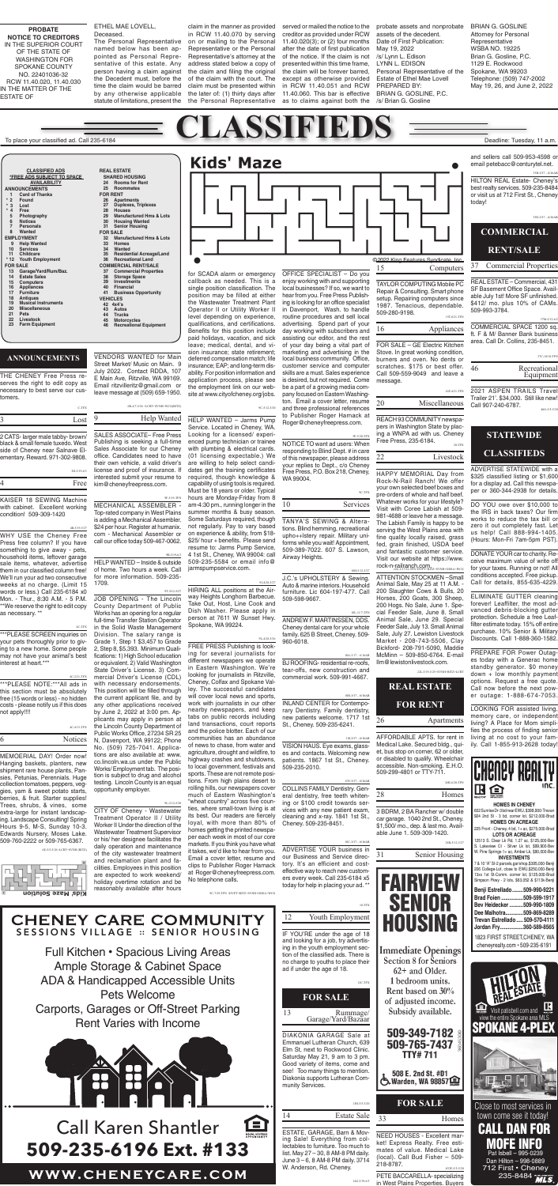**PROBATE NOTICE TO CREDITORS** IN THE SUPERIOR COURT OF THE STATE OF WASHINGTON FOR SPOKANE COUNTY NO. 22400136-32 RCW 11.40.020, 11.40.030 IN THE MATTER OF THE ESTATE OF

ETHEL MAE LOVELL, Deceased.

The Personal Representative named below has been appointed as Personal Representative of this estate. Any person having a claim against the Decedent must, before the time the claim would be barred by any otherwise applicable statute of limitations, present the claim in the manner as provided in RCW 11.40.070 by serving on or mailing to the Personal Representative or the Personal Representative's attorney at the address stated below a copy of the claim and filing the original of the claim with the court. The claim must be presented within the later of: (1) thirty days after the Personal Representative served or mailed the notice to the creditor as provided under RCW 11.40.020(3); or (2) four months after the date of first publication of the notice. If the claim is not presented within this time frame, the claim will be forever barred, except as otherwise provided in RCW 11.40.051 and RCW 11.40.060. This bar is effective as to claims against both the probate assets and nonprobate assets of the decedent.

Date of First Publication: May 19, 2022

/s/ Lynn L. Edison

LYNN L. EDISON

Personal Representative of the Estate of Ethel Mae Lovell

PREPARED BY:

BRIAN G. GOSLINE, P.C.

/s/ Brian G. Gosline

BRIAN G. GOSLINE

Attorney for Personal Representative

WSBA NO. 19225

Brian G. Gosline, P.C.

1129 E. Rockwood

Spokane, WA 99203

Telephone: (509) 747-2002

May 19, 26, and June 2, 2022

# CLASSIFIEDS

To place your classified ad. Call 235-6184 — Deadline: Tuesday, 11 a.m.

**CLASSIFIED ADS**
*FREE ADS SUBJECT TO SPACE AVAILABILITY

**ANNOUNCEMENTS**
1 Card of Thanks
*2 Found
*3 Lost
*4 Free
5 Photography
6 Notices
7 Personals
8 Wanted

**EMPLOYMENT**
9 Help Wanted
10 Services
11 Childcare
*12 Youth Employment

**FOR SALE**
13 Garage/Yard/Rum/Baz.
14 Estate Sales
15 Computers
16 Appliances
17 Furniture
18 Antiques
19 Musical Instruments
20 Miscellaneous
21 Pets
22 Livestock
23 Farm Equipment

**REAL ESTATE**
**SHARED HOUSING**
24 Rooms for Rent
25 Roommates

**FOR RENT**
26 Apartments
27 Duplexes, Triplexes
28 Houses
29 Manufactured Hms & Lots
30 Housing Wanted
31 Senior Housing

**FOR SALE**
32 Manufactured Hms & Lots
33 Homes
34 Wanted
35 Residential Acreage/Land
36 Recreational Land

**COMMERCIAL RENT/SALE**
37 Commercial Properties
38 Storage Space
39 Investments
40 Financial
41 Business Opportunity

**VEHICLES**
42 4x4's
43 Autos
44 Trucks
45 Motorcycles
46 Recreational Equipment

## ANNOUNCEMENTS

THE CHENEY Free Press reserves the right to edit copy as necessary to best serve our customers.

## 3 Lost

2 CATS- larger male tabby- brown/black & small female tuxedo. West side of Cheney near Salnave Elementary. Reward. 971-302-9808.

## 4 Free

KAISER 18 SEWING Machine with cabinet. Excellent working condition! 509-309-1420

WHY USE the Cheney Free Press free column? If you have something to give away - pets, household items, leftover garage sale items, whatever, advertise them in our classified column free! We'll run your ad two consecutive weeks at no charge. (Limit 15 words or less.) Call 235-6184 x0 Mon. - Thur., 8:30 A.M. - 5 P.M. **We reserve the right to edit copy as necessary. **

***PLEASE SCREEN inquiries on your pets thoroughly prior to giving to a new home. Some people may not have your animal's best interest at heart.***

***PLEASE NOTE:***All ads in this section must be absolutely free (15 words or less) - no hidden costs - please notify us if this does not apply!!!!

## 6 Notices

MEMORIAL DAY! Order now! Hanging baskets, planters, new shipment rare house plants, Pansies, Petunias, Perennials. Huge collection tomatoes, peppers, veggies, yam & sweet potato starts, berries, & fruit. Starter supplies! Trees, shrubs, & vines, some extra-large for instant landscaping. Landscape Consulting! Spring Hours 9-5, M-S, Sunday 10-3. Edwards Nursery, Moses Lake. 509-760-2222 or 509-765-6367.

VENDORS WANTED for Main Street Market/ Music on Main. 9 July 2022. Contact RDDA, 107 E Main Ave, Ritzville, WA 99169. Email ritzvilleritz@gmail.com or leave message at (509) 659-1950.

## 9 Help Wanted

SALES ASSOCIATE– Free Press Publishing is seeking a full-time Sales Associate for our Cheney office. Candidates need to have their own vehicle, a valid driver's license and proof of insurance. If interested submit your resume to kim@cheneyfreepress.com.

MECHANICAL ASSEMBLER - Top-rated company in West Plains is adding a Mechanical Assembler. $24 per hour. Register at humanix.com - Mechanical Assembler or call our office today 509-467-0062.

HELP WANTED – Inside & outside of home. Two hours a week. Call for more information. 509-235-1709.

JOB OPENING - The Lincoln County Department of Public Works has an opening for a regular full-time Transfer Station Operator in the Solid Waste Management Division. The salary range is Grade 1, Step 1 $3,457 to Grade 2, Step 8, $5,393. Minimum Qualifications: 1) High School education or equivalent. 2) Valid Washington State Driver's License. 3) Commercial Driver's License (CDL) with necessary endorsements. This position will be filled through the current applicant file, and by any other applications received by June 2, 2022 at 3:00 pm. Applications may apply in person at the Lincoln County Department of Public Works Office, 27234 SR 25 N, Davenport, WA 99122; Phone No. (509) 725-7041. Applications are also available at: www.co.lincoln.wa.us under the Public Works/ Employment tab. The position is subject to drug and alcohol testing. Lincoln County is an equal opportunity employer.

CITY OF Cheney - Wastewater Treatment Operator II / Utility Worker II Under the direction of the Wastewater Treatment Supervisor or his/ her designee facilitates the daily operation and maintenance of the city wastewater treatment and reclamation plant and facilities. Employees in this position are expected to work weekend/holiday overtime rotation and be reasonably available after hours for SCADA alarm or emergency callback as needed. This is a single position classification. The position may be filled at either the Wastewater Treatment Plant Operator II or Utility Worker II level depending on experience, qualifications, and certifications. Benefits for this position include paid holidays, vacation, and sick leave; medical, dental, and vision insurance; state retirement; deferred compensation match; life insurance; EAP; and long term disability. For position information and application process, please see the employment link on our web site at www.cityofcheney.org/jobs.

HELP WANTED – Jarms Pump Service. Located in Cheney, WA. Looking for a licensed/ experienced pump technician or trainee with plumbing & electrical cards. (01 licensing expectable.) We are willing to help select candidates get the training certificates required, though knowledge & capability of using tools is required. Must be 18 years or older. Typical hours are Monday-Friday from 8 am-4:30 pm., running longer in the summer months & busy season. Some Saturdays required, though not regularly. Pay to vary based on experience & ability, from $18-$25/ hour + benefits. Please send resume to: Jarms Pump Service, 4 1st St., Cheney, WA 99004: call 509-235-5584 or email info@jarmspumpservice.com.

HIRING ALL positions at the Airway Heights Longhorn Barbecue. Take Out, Host, Line Cook and Dish Washer. Please apply in person at 7611 W Sunset Hwy. Spokane, WA 99224.

FREE PRESS Publishing is looking for several journalists for different newspapers we operate in Eastern Washington. We're looking for journalists in Ritzville, Cheney, Colfax and Spokane Valley. The successful candidates will cover local news and sports, work with journalists in our other nearby newspapers, and keep tabs on public records including land transactions, court reports and the police blotter. Each of our communities has an abundance of news to chase, from water and agriculture, drought and wildfire, to highway crashes and shutdowns, to local government, festivals and sports. These are not remote positions. From high plains desert to rolling hills, our newspapers cover much of Eastern Washington's "wheat country" across five counties, where small-town living is at its best. Our readers are fiercely loyal, with more than 80% of homes getting the printed newspaper each week in most of our core markets. If you think you have what it takes, we'd like to hear from you. Email a cover letter, resume and clips to Publisher Roger Harnack at Roger@cheneyfreepress.com. No telephone calls.

OFFICE SPECIALIST – Do you enjoy working with and supporting local businesses? If so, we want to hear from you. Free Press Publishing is looking for an office specialist in Davenport, Wash. to handle routine procedures and sell local advertising. Spend part of your day working with subscribers and assisting our editor, and the rest of your day being a vital part of marketing and advertising in the local business community. Office, customer service and computer skills are a must. Sales experience is desired, but not required. Come be a part of a growing media company focused on Eastern Washington. Email a cover letter, resume and three professional references to Publisher Roger Harnack at Roger@cheneyfreepress.com.

NOTICE TO want ad users: When responding to Blind Dept. # in care of this newspaper, please address your replies to Dept., c/o Cheney Free Press, P.O. Box 218, Cheney, WA 99004.

## 10 Services

TANYA'S SEWING & Alterations. Blind hemming, recreational upho++lstery repair. Military uniforms while you wait! Appointment, 509-389-7022. 607 S. Lawson, Airway Heights.

J.C.'s UPHOLSTERY & Sewing. Auto & marine interiors. Household furniture. Lic 604-197-477. Call 509-598-9667.

ANDREW F. MARTINSSEN, DDS. Cheney dental care for your whole family. 625 B Street, Cheney. 509-960-6018.

BJ ROOFING- residential re-roofs, tear-offs, new construction and commercial work. 509-991-4667.

INLAND CENTER for Contemporary Dentistry. Family dentistry, new patients welcome. 1717 1st St., Cheney. 509-235-6241.

VISION HAUS. Eye exams, glasses and contacts. Welcoming new patients. 1867 1st St., Cheney. 509-235-2010.

COLLINS FAMILY Dentistry. General dentistry, free teeth whitening or $100 credit towards services with any new patient exam, cleaning and x-ray. 1841 1st St., Cheney. 509-235-8451.

ADVERTISE YOUR business in our Business and Service directory. It's an efficient and cost-effective way to reach new customers every week. Call 235-6184 x5 today for help in placing your ad. **

## 12 Youth Employment

IF YOU'RE under the age of 18 and looking for a job, try advertising in the youth employment section of the classified ads. There is no charge to youths to place their ad if under the age of 18.

## FOR SALE

## 13 Rummage/ Garage/Yard/Bazaar

DIAKONIA GARAGE Sale at Emmanuel Lutheran Church, 639 Elm St, next to Rockwood Clinic. Saturday May 21, 9 am to 3 pm. Good variety of items, come and see! Too many things to mention. Diakonia supports Lutheran Community Services.

## 14 Estate Sale

ESTATE, GARAGE, Barn & Moving Sale! Everything from collectables to furniture. Too much to list. May 27 – 30, 8 AM-8 PM daily. June 3 – 6, 8 AM-8 PM daily. 3714 W. Anderson, Rd. Cheney.

## 15 Computers

TAYLOR COMPUTING Mobile PC Repair & Consulting. Smart phone setup. Repairing computers since 1987. Tenacious, dependable. 509-280-9198.

## 16 Appliances

FOR SALE - GE Electric Kitchen Stove. In great working condition, burners and oven. No dents or scratches. $175 or best offer. Call 509-559-9049 and leave a message.

## 20 Miscellaneous

REACH 93 COMMUNITY newspapers in Washington State by placing a WNPA ad with us. Cheney Free Press, 235-6184.

## 22 Livestock

HAPPY MEMORIAL Day from Rock-N-Rail Ranch! We offer your own selected beef boxes and pre-orders of whole and half beef. Whatever works for your lifestyle? Visit with Coree Labish at 509-981-4688 or leave her a message. The Labish Family is happy to be serving the West Plains area with fine quality locally raised, grass fed, grain finished, USDA beef and fantastic customer service. Visit our website at https://www.rock-n-railranch.com.

ATTENTION STOCKMEN –Small Animal Sale, May 25 at 11 A.M. - 200 Slaughter Cows & Bulls, 20 Horses, 200 Goats, 300 Sheep, 200 Hogs. No Sale, June 1. Special Feeder Sale, June 8. Small Animal Sale, June 29. Special Feeder Sale, July 13. Small Animal Sale, July 27. Lewiston Livestock Market - 208-743-5506, Clay Bickford- 208-791-5090, Maddie McMinn – 509-850-6764. E-mail llm@lewistonlivestock.com.

## REAL ESTATE

## FOR RENT

## 26 Apartments

AFFORDABLE APTS. for rent in Medical Lake. Secured bldg., quiet, bus stop on corner, 62 or older, or disabled to qualify. Wheelchair accessible. Non-smoking. E.H.O. 509-299-4801 or TTY-711.

## 28 Homes

3 BDRM, 2 BA Rancher w/ double car garage. 1040 2nd St., Cheney. $1,500/ mo., dep. & last mo. Available June 1. 509-309-1420.

## 31 Senior Housing

**FAIRVIEW SENIOR HOUSING**

**Immediate Openings**
Section 8 for Seniors 62+ and Older.
1 bedroom units.
Rent based on 30% of adjusted income.
Subsidy available.

**509-349-7182**
**509-765-7437**
**TTY# 711**

**508 E. 2nd St. #D1 Warden, WA 98857**

## FOR SALE

## 33 Homes

NEED HOUSES - Excellent market! Express Realty. Free estimates of value. Medical Lake (local). Call Bud Fisher – 509-218-8787.

PETE BACCARELLA- specializing in West Plains Properties. Buyers and sellers call 509-953-4598 or email petebacc@centurytel.net.

HILTON REAL Estate- Cheney's best realty services. 509-235-8484 or visit us at 712 First St., Cheney today!

## COMMERCIAL RENT/SALE

## 37 Commercial Properties

REAL ESTATE – Commercial, 431 SF Basement Office Space. Available July 1st! More SF unfinished. $412/ mo. plus 10% of CAMs. 509-993-3784.

COMMERCIAL SPACE 1200 sq. ft. F & M/ Banner Bank business area. Call Dr. Collins, 235-8451.

## 46 Recreational Equipment

2021 ASPEN TRAILS Travel Trailer 21'. $34,000. Still like new! Call 907-240-6787.

## STATEWIDE CLASSIFIEDS

ADVERTISE STATEWIDE with a $325 classified listing or $1,600 for a display ad. Call this newspaper or 360-344-2938 for details.

DO YOU owe over $10,000 to the IRS in back taxes? Our firm works to reduce the tax bill or zero it out completely fast. Let us help! Call 888-994-1405. (Hours: Mon-Fri 7am-5pm PST).

DONATE YOUR car to charity. Receive maximum value of write off for your taxes. Running or not! All conditions accepted. Free pickup. Call for details, 855-635-4229.

ELIMINATE GUTTER cleaning forever! LeafFilter, the most advanced debris-blocking gutter protection. Schedule a free LeafFilter estimate today. 15% off entire purchase. 10% Senior & Military Discounts. Call 1-888-360-1582.

PREPARE FOR Power Outages today with a Generac home standby generator. $0 money down + low monthly payment options. Request a free quote. Call now before the next power outage: 1-888-674-7053.

LOOKING FOR assisted living, memory care, or independent living? A Place for Mom simplifies the process of finding senior living at no cost to your family. Call 1-855-913-2628 today!

**CHENEY REALTY INC.**

**HOMES IN CHENEY**
602 Sunrise Dr- 3bd rear EWU, $399,900-Trevan
304 2nd St - 3 bd, corner lot, $212,000-Brad

**HOMES ON ACREAGE**
225 Front - Cheney, 4 bd, 1+ ac, $275,000-Brad

**LOTS OR ACREAGE**
12513 S. Silver Lk Rd, 1.01 ac, $135,000-Bev
S. Lakeview Ct - Silver Lk lot, $99,900-Bev
W. Pine Springs 1+ ac, Amber Lk, $30,000-Bev

**INVESTMENTS**
7 & 10 "A" St-2 parcels gar/shop $395,000-Benji
206 College Ld- close to EWU,$250,000-Benji
Tbd Tyler Rd Comm. corner lot, $125,000-Brad
Simpson Pkwy - 2 lots, $68,500 & $113k-Benji

Benji Estrellado........509-990-9221
Brad Folen..............509-599-1917
Bev Heidecker..........509-990-1009
Dee Malhotra............509-869-8289
Trevan Estrellado......509-570-4111
Jordan Fry................360-589-8565

1823 FIRST STREET, CHENEY, WA
cheneyrealty.com • 509-235-6191

**CHENEY CARE COMMUNITY**
SESSIONS VILLAGE :: SENIOR HOUSING

Full Kitchen • Spacious Living Areas
Ample Storage & Cabinet Space
ADA & Handicapped Accessible Units
Pets Welcome
Carports, Garages or Off-Street Parking
Rent Varies with Income

Call Karen Shantler
**509-235-6196 Ext. 1933**

WWW.CHENEYCARE.COM

**Kids' Maze**

©2022 King Features Syndicate, Inc.

**HILTON REAL ESTATE**
Visit patsbell.com and view the entire Spokane area MLS.
**SPOKANE 4-PLEX**

Close to most services in town come see it today!

**CALL DAN FOR MORE INFO**
Pat Isbell – 995-0239
Dan Hilton – 998-0889
712 First • Cheney
235-8484